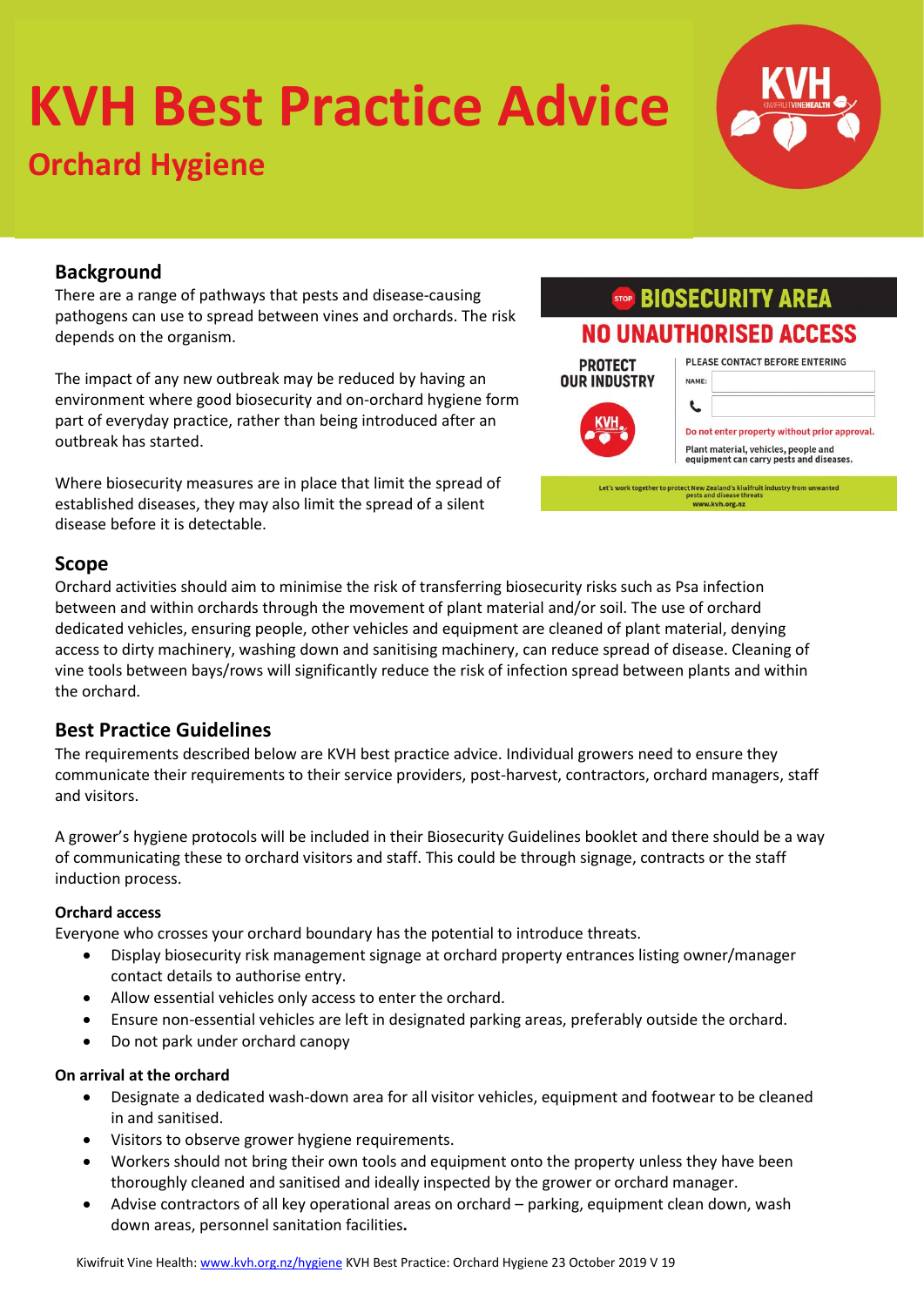# KVH Best Practice Advice

## Orchard Hygiene

### Background

There are a range of pathways that pests and disease-causing pathogens can use to spread between vines and orchards. The risk depends on the organism.

The impact of any new outbreak may be reduced by having an environment where good biosecurity and on-orchard hygiene form part of everyday practice, rather than being introduced after an outbreak has started.

Where biosecurity measures are in place that limit the spread of established diseases, they may also limit the spread of a silent disease before it is detectable.

**BIOSECURITY AREA**

**NO UNAUTHORISED ACCESS**

PROTECT OUR INDUSTRY

PLEASE CONTACT BEFORE ENTERING

NAME:

Do not enter property without prior approval.

Plant material, vehicles, people and equipment can carry pests and diseases.

Let's work together to protect New Zealand's kiwifruit industry from unwanted pests and disease threats www.kvh.org.nz

### Scope

Orchard activities should aim to minimise the risk of transferring biosecurity risks such as Psa infection between and within orchards through the movement of plant material and/or soil. The use of orchard dedicated vehicles, ensuring people, other vehicles and equipment are cleaned of plant material, denying access to dirty machinery, washing down and sanitising machinery, can reduce spread of disease. Cleaning of vine tools between bays/rows will significantly reduce the risk of infection spread between plants and within the orchard.

### Best Practice Guidelines

The requirements described below are KVH best practice advice. Individual growers need to ensure they communicate their requirements to their service providers, post-harvest, contractors, orchard managers, staff and visitors.

A grower's hygiene protocols will be included in their Biosecurity Guidelines booklet and there should be a way of communicating these to orchard visitors and staff. This could be through signage, contracts or the staff induction process.

#### Orchard access

Everyone who crosses your orchard boundary has the potential to introduce threats.

- Display biosecurity risk management signage at orchard property entrances listing owner/manager contact details to authorise entry.
- Allow essential vehicles only access to enter the orchard.
- Ensure non-essential vehicles are left in designated parking areas, preferably outside the orchard.
- Do not park under orchard canopy

#### On arrival at the orchard

- Designate a dedicated wash-down area for all visitor vehicles, equipment and footwear to be cleaned in and sanitised.
- Visitors to observe grower hygiene requirements.
- Workers should not bring their own tools and equipment onto the property unless they have been thoroughly cleaned and sanitised and ideally inspected by the grower or orchard manager.
- Advise contractors of all key operational areas on orchard – parking, equipment clean down, wash down areas, personnel sanitation facilities**.**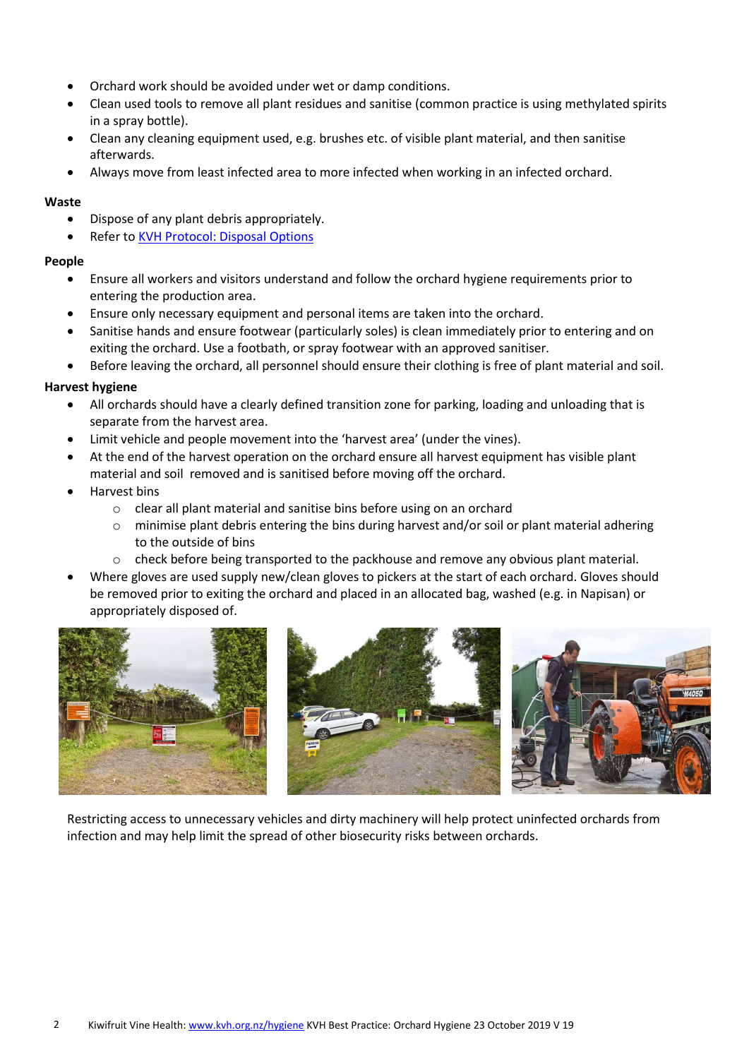- Orchard work should be avoided under wet or damp conditions.
- Clean used tools to remove all plant residues and sanitise (common practice is using methylated spirits in a spray bottle).
- Clean any cleaning equipment used, e.g. brushes etc. of visible plant material, and then sanitise afterwards.
- Always move from least infected area to more infected when working in an infected orchard.

**Waste**

- Dispose of any plant debris appropriately.
- Refer to [KVH Protocol: Disposal Options]

**People**

- Ensure all workers and visitors understand and follow the orchard hygiene requirements prior to entering the production area.
- Ensure only necessary equipment and personal items are taken into the orchard.
- Sanitise hands and ensure footwear (particularly soles) is clean immediately prior to entering and on exiting the orchard. Use a footbath, or spray footwear with an approved sanitiser.
- Before leaving the orchard, all personnel should ensure their clothing is free of plant material and soil.

**Harvest hygiene**

- All orchards should have a clearly defined transition zone for parking, loading and unloading that is separate from the harvest area.
- Limit vehicle and people movement into the 'harvest area' (under the vines).
- At the end of the harvest operation on the orchard ensure all harvest equipment has visible plant material and soil removed and is sanitised before moving off the orchard.
- Harvest bins
  - clear all plant material and sanitise bins before using on an orchard
  - minimise plant debris entering the bins during harvest and/or soil or plant material adhering to the outside of bins
  - check before being transported to the packhouse and remove any obvious plant material.
- Where gloves are used supply new/clean gloves to pickers at the start of each orchard. Gloves should be removed prior to exiting the orchard and placed in an allocated bag, washed (e.g. in Napisan) or appropriately disposed of.

Restricting access to unnecessary vehicles and dirty machinery will help protect uninfected orchards from infection and may help limit the spread of other biosecurity risks between orchards.